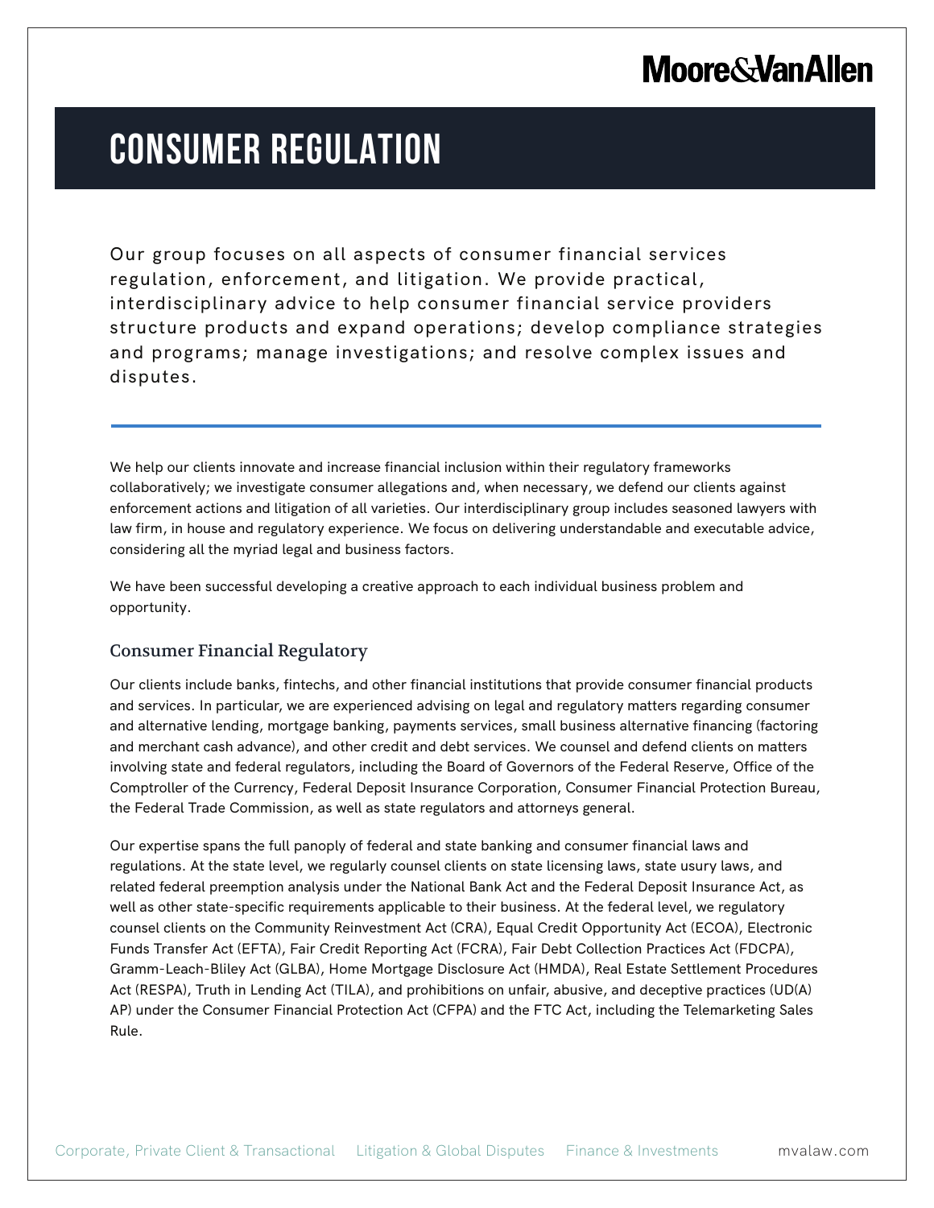# CONSUMER REGULATION

Our group focuses on all aspects of consumer financial services regulation, enforcement, and litigation. We provide practical, interdisciplinary advice to help consumer financial service providers structure products and expand operations; develop compliance strategies and programs; manage investigations; and resolve complex issues and disputes.

---

We help our clients innovate and increase financial inclusion within their regulatory frameworks collaboratively; we investigate consumer allegations and, when necessary, we defend our clients against enforcement actions and litigation of all varieties. Our interdisciplinary group includes seasoned lawyers with law firm, in house and regulatory experience. We focus on delivering understandable and executable advice, considering all the myriad legal and business factors.

We have been successful developing a creative approach to each individual business problem and opportunity.

## Consumer Financial Regulatory

Our clients include banks, fintechs, and other financial institutions that provide consumer financial products and services. In particular, we are experienced advising on legal and regulatory matters regarding consumer and alternative lending, mortgage banking, payments services, small business alternative financing (factoring and merchant cash advance), and other credit and debt services. We counsel and defend clients on matters involving state and federal regulators, including the Board of Governors of the Federal Reserve, Office of the Comptroller of the Currency, Federal Deposit Insurance Corporation, Consumer Financial Protection Bureau, the Federal Trade Commission, as well as state regulators and attorneys general.

Our expertise spans the full panoply of federal and state banking and consumer financial laws and regulations. At the state level, we regularly counsel clients on state licensing laws, state usury laws, and related federal preemption analysis under the National Bank Act and the Federal Deposit Insurance Act, as well as other state-specific requirements applicable to their business. At the federal level, we regulatory counsel clients on the Community Reinvestment Act (CRA), Equal Credit Opportunity Act (ECOA), Electronic Funds Transfer Act (EFTA), Fair Credit Reporting Act (FCRA), Fair Debt Collection Practices Act (FDCPA), Gramm-Leach-Bliley Act (GLBA), Home Mortgage Disclosure Act (HMDA), Real Estate Settlement Procedures Act (RESPA), Truth in Lending Act (TILA), and prohibitions on unfair, abusive, and deceptive practices (UD(A)AP) under the Consumer Financial Protection Act (CFPA) and the FTC Act, including the Telemarketing Sales Rule.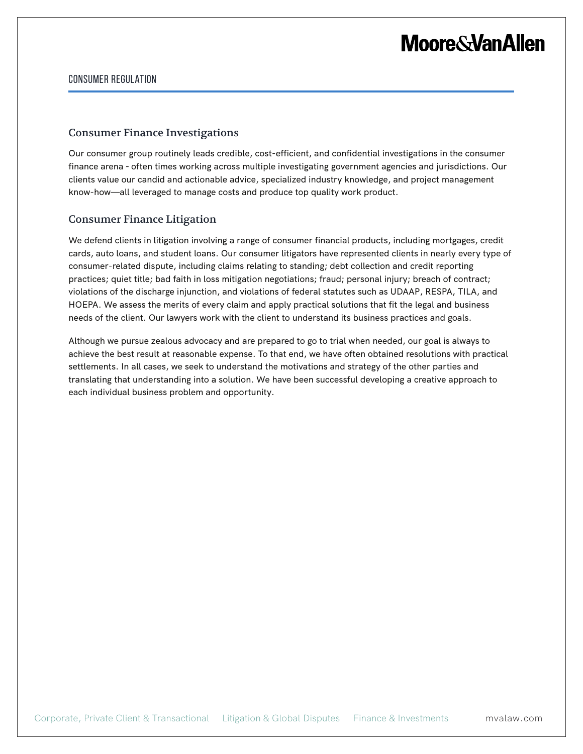## Consumer Finance Investigations

Our consumer group routinely leads credible, cost-efficient, and confidential investigations in the consumer finance arena - often times working across multiple investigating government agencies and jurisdictions. Our clients value our candid and actionable advice, specialized industry knowledge, and project management know-how—all leveraged to manage costs and produce top quality work product.

## Consumer Finance Litigation

We defend clients in litigation involving a range of consumer financial products, including mortgages, credit cards, auto loans, and student loans. Our consumer litigators have represented clients in nearly every type of consumer-related dispute, including claims relating to standing; debt collection and credit reporting practices; quiet title; bad faith in loss mitigation negotiations; fraud; personal injury; breach of contract; violations of the discharge injunction, and violations of federal statutes such as UDAAP, RESPA, TILA, and HOEPA. We assess the merits of every claim and apply practical solutions that fit the legal and business needs of the client. Our lawyers work with the client to understand its business practices and goals.

Although we pursue zealous advocacy and are prepared to go to trial when needed, our goal is always to achieve the best result at reasonable expense. To that end, we have often obtained resolutions with practical settlements. In all cases, we seek to understand the motivations and strategy of the other parties and translating that understanding into a solution. We have been successful developing a creative approach to each individual business problem and opportunity.